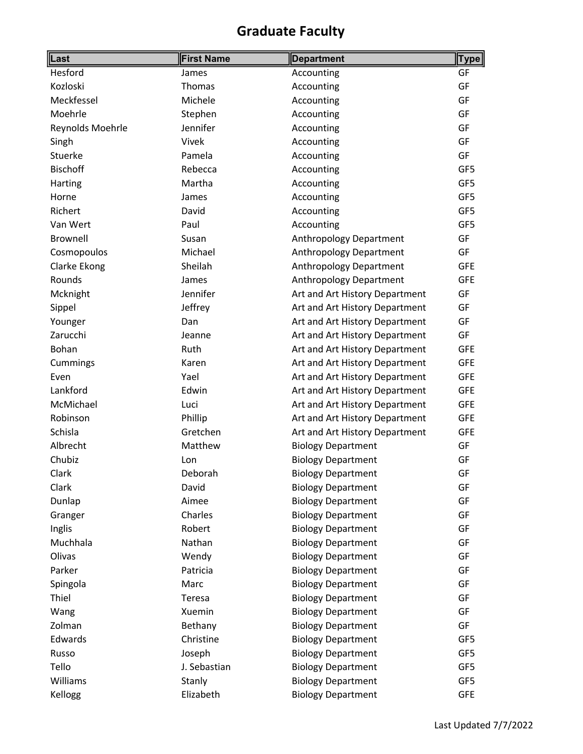# Graduate Faculty

| Last | First Name | Department | Type |
|---|---|---|---|
| Hesford | James | Accounting | GF |
| Kozloski | Thomas | Accounting | GF |
| Meckfessel | Michele | Accounting | GF |
| Moehrle | Stephen | Accounting | GF |
| Reynolds Moehrle | Jennifer | Accounting | GF |
| Singh | Vivek | Accounting | GF |
| Stuerke | Pamela | Accounting | GF |
| Bischoff | Rebecca | Accounting | GF5 |
| Harting | Martha | Accounting | GF5 |
| Horne | James | Accounting | GF5 |
| Richert | David | Accounting | GF5 |
| Van Wert | Paul | Accounting | GF5 |
| Brownell | Susan | Anthropology Department | GF |
| Cosmopoulos | Michael | Anthropology Department | GF |
| Clarke Ekong | Sheilah | Anthropology Department | GFE |
| Rounds | James | Anthropology Department | GFE |
| Mcknight | Jennifer | Art and Art History Department | GF |
| Sippel | Jeffrey | Art and Art History Department | GF |
| Younger | Dan | Art and Art History Department | GF |
| Zarucchi | Jeanne | Art and Art History Department | GF |
| Bohan | Ruth | Art and Art History Department | GFE |
| Cummings | Karen | Art and Art History Department | GFE |
| Even | Yael | Art and Art History Department | GFE |
| Lankford | Edwin | Art and Art History Department | GFE |
| McMichael | Luci | Art and Art History Department | GFE |
| Robinson | Phillip | Art and Art History Department | GFE |
| Schisla | Gretchen | Art and Art History Department | GFE |
| Albrecht | Matthew | Biology Department | GF |
| Chubiz | Lon | Biology Department | GF |
| Clark | Deborah | Biology Department | GF |
| Clark | David | Biology Department | GF |
| Dunlap | Aimee | Biology Department | GF |
| Granger | Charles | Biology Department | GF |
| Inglis | Robert | Biology Department | GF |
| Muchhala | Nathan | Biology Department | GF |
| Olivas | Wendy | Biology Department | GF |
| Parker | Patricia | Biology Department | GF |
| Spingola | Marc | Biology Department | GF |
| Thiel | Teresa | Biology Department | GF |
| Wang | Xuemin | Biology Department | GF |
| Zolman | Bethany | Biology Department | GF |
| Edwards | Christine | Biology Department | GF5 |
| Russo | Joseph | Biology Department | GF5 |
| Tello | J. Sebastian | Biology Department | GF5 |
| Williams | Stanly | Biology Department | GF5 |
| Kellogg | Elizabeth | Biology Department | GFE |

Last Updated 7/7/2022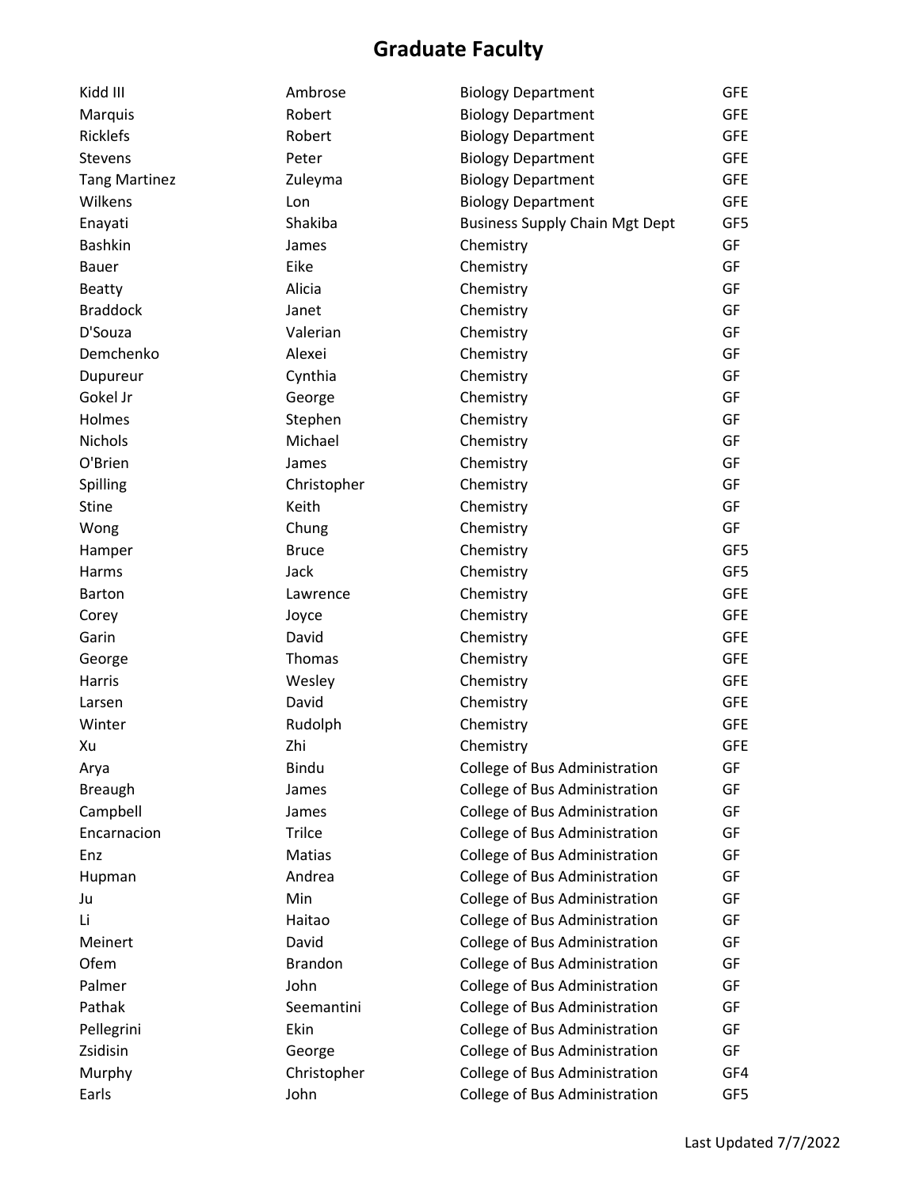# Graduate Faculty

| | | | |
|---|---|---|---|
| Kidd III | Ambrose | Biology Department | GFE |
| Marquis | Robert | Biology Department | GFE |
| Ricklefs | Robert | Biology Department | GFE |
| Stevens | Peter | Biology Department | GFE |
| Tang Martinez | Zuleyma | Biology Department | GFE |
| Wilkens | Lon | Biology Department | GFE |
| Enayati | Shakiba | Business Supply Chain Mgt Dept | GF5 |
| Bashkin | James | Chemistry | GF |
| Bauer | Eike | Chemistry | GF |
| Beatty | Alicia | Chemistry | GF |
| Braddock | Janet | Chemistry | GF |
| D'Souza | Valerian | Chemistry | GF |
| Demchenko | Alexei | Chemistry | GF |
| Dupureur | Cynthia | Chemistry | GF |
| Gokel Jr | George | Chemistry | GF |
| Holmes | Stephen | Chemistry | GF |
| Nichols | Michael | Chemistry | GF |
| O'Brien | James | Chemistry | GF |
| Spilling | Christopher | Chemistry | GF |
| Stine | Keith | Chemistry | GF |
| Wong | Chung | Chemistry | GF |
| Hamper | Bruce | Chemistry | GF5 |
| Harms | Jack | Chemistry | GF5 |
| Barton | Lawrence | Chemistry | GFE |
| Corey | Joyce | Chemistry | GFE |
| Garin | David | Chemistry | GFE |
| George | Thomas | Chemistry | GFE |
| Harris | Wesley | Chemistry | GFE |
| Larsen | David | Chemistry | GFE |
| Winter | Rudolph | Chemistry | GFE |
| Xu | Zhi | Chemistry | GFE |
| Arya | Bindu | College of Bus Administration | GF |
| Breaugh | James | College of Bus Administration | GF |
| Campbell | James | College of Bus Administration | GF |
| Encarnacion | Trilce | College of Bus Administration | GF |
| Enz | Matias | College of Bus Administration | GF |
| Hupman | Andrea | College of Bus Administration | GF |
| Ju | Min | College of Bus Administration | GF |
| Li | Haitao | College of Bus Administration | GF |
| Meinert | David | College of Bus Administration | GF |
| Ofem | Brandon | College of Bus Administration | GF |
| Palmer | John | College of Bus Administration | GF |
| Pathak | Seemantini | College of Bus Administration | GF |
| Pellegrini | Ekin | College of Bus Administration | GF |
| Zsidisin | George | College of Bus Administration | GF |
| Murphy | Christopher | College of Bus Administration | GF4 |
| Earls | John | College of Bus Administration | GF5 |

Last Updated 7/7/2022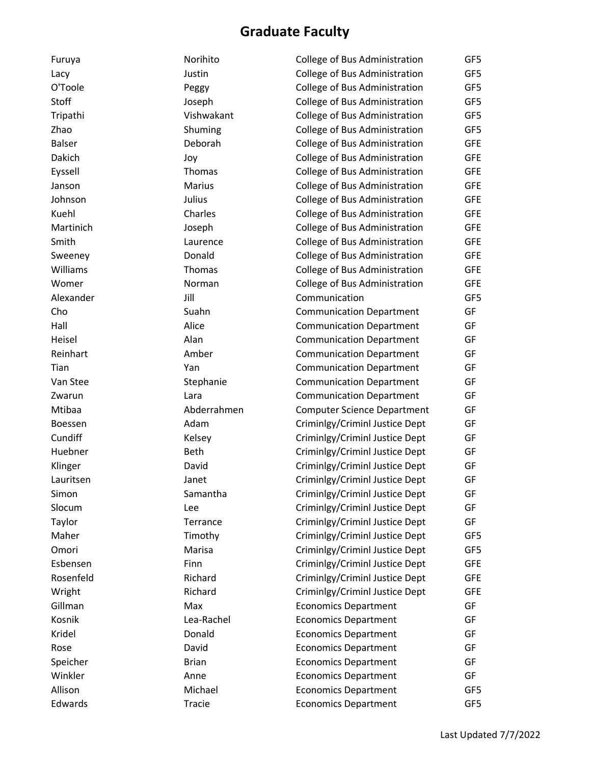# Graduate Faculty

| | | | |
|---|---|---|---|
| Furuya | Norihito | College of Bus Administration | GF5 |
| Lacy | Justin | College of Bus Administration | GF5 |
| O'Toole | Peggy | College of Bus Administration | GF5 |
| Stoff | Joseph | College of Bus Administration | GF5 |
| Tripathi | Vishwakant | College of Bus Administration | GF5 |
| Zhao | Shuming | College of Bus Administration | GF5 |
| Balser | Deborah | College of Bus Administration | GFE |
| Dakich | Joy | College of Bus Administration | GFE |
| Eyssell | Thomas | College of Bus Administration | GFE |
| Janson | Marius | College of Bus Administration | GFE |
| Johnson | Julius | College of Bus Administration | GFE |
| Kuehl | Charles | College of Bus Administration | GFE |
| Martinich | Joseph | College of Bus Administration | GFE |
| Smith | Laurence | College of Bus Administration | GFE |
| Sweeney | Donald | College of Bus Administration | GFE |
| Williams | Thomas | College of Bus Administration | GFE |
| Womer | Norman | College of Bus Administration | GFE |
| Alexander | Jill | Communication | GF5 |
| Cho | Suahn | Communication Department | GF |
| Hall | Alice | Communication Department | GF |
| Heisel | Alan | Communication Department | GF |
| Reinhart | Amber | Communication Department | GF |
| Tian | Yan | Communication Department | GF |
| Van Stee | Stephanie | Communication Department | GF |
| Zwarun | Lara | Communication Department | GF |
| Mtibaa | Abderrahmen | Computer Science Department | GF |
| Boessen | Adam | Criminlgy/Criminl Justice Dept | GF |
| Cundiff | Kelsey | Criminlgy/Criminl Justice Dept | GF |
| Huebner | Beth | Criminlgy/Criminl Justice Dept | GF |
| Klinger | David | Criminlgy/Criminl Justice Dept | GF |
| Lauritsen | Janet | Criminlgy/Criminl Justice Dept | GF |
| Simon | Samantha | Criminlgy/Criminl Justice Dept | GF |
| Slocum | Lee | Criminlgy/Criminl Justice Dept | GF |
| Taylor | Terrance | Criminlgy/Criminl Justice Dept | GF |
| Maher | Timothy | Criminlgy/Criminl Justice Dept | GF5 |
| Omori | Marisa | Criminlgy/Criminl Justice Dept | GF5 |
| Esbensen | Finn | Criminlgy/Criminl Justice Dept | GFE |
| Rosenfeld | Richard | Criminlgy/Criminl Justice Dept | GFE |
| Wright | Richard | Criminlgy/Criminl Justice Dept | GFE |
| Gillman | Max | Economics Department | GF |
| Kosnik | Lea-Rachel | Economics Department | GF |
| Kridel | Donald | Economics Department | GF |
| Rose | David | Economics Department | GF |
| Speicher | Brian | Economics Department | GF |
| Winkler | Anne | Economics Department | GF |
| Allison | Michael | Economics Department | GF5 |
| Edwards | Tracie | Economics Department | GF5 |

Last Updated 7/7/2022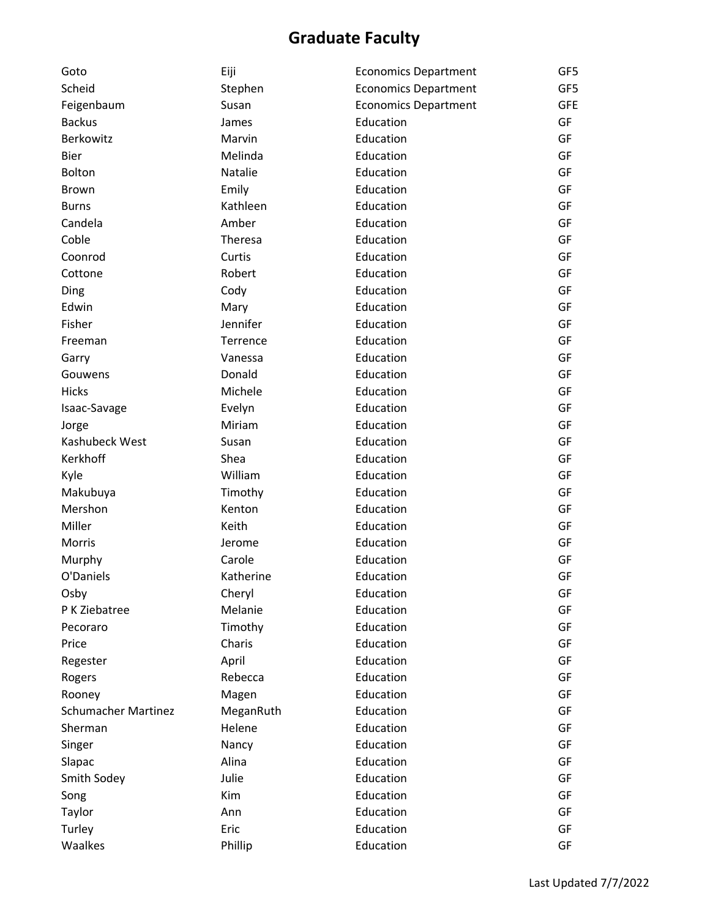# Graduate Faculty

| | | | |
|---|---|---|---|
| Goto | Eiji | Economics Department | GF5 |
| Scheid | Stephen | Economics Department | GF5 |
| Feigenbaum | Susan | Economics Department | GFE |
| Backus | James | Education | GF |
| Berkowitz | Marvin | Education | GF |
| Bier | Melinda | Education | GF |
| Bolton | Natalie | Education | GF |
| Brown | Emily | Education | GF |
| Burns | Kathleen | Education | GF |
| Candela | Amber | Education | GF |
| Coble | Theresa | Education | GF |
| Coonrod | Curtis | Education | GF |
| Cottone | Robert | Education | GF |
| Ding | Cody | Education | GF |
| Edwin | Mary | Education | GF |
| Fisher | Jennifer | Education | GF |
| Freeman | Terrence | Education | GF |
| Garry | Vanessa | Education | GF |
| Gouwens | Donald | Education | GF |
| Hicks | Michele | Education | GF |
| Isaac-Savage | Evelyn | Education | GF |
| Jorge | Miriam | Education | GF |
| Kashubeck West | Susan | Education | GF |
| Kerkhoff | Shea | Education | GF |
| Kyle | William | Education | GF |
| Makubuya | Timothy | Education | GF |
| Mershon | Kenton | Education | GF |
| Miller | Keith | Education | GF |
| Morris | Jerome | Education | GF |
| Murphy | Carole | Education | GF |
| O'Daniels | Katherine | Education | GF |
| Osby | Cheryl | Education | GF |
| P K Ziebatree | Melanie | Education | GF |
| Pecoraro | Timothy | Education | GF |
| Price | Charis | Education | GF |
| Regester | April | Education | GF |
| Rogers | Rebecca | Education | GF |
| Rooney | Magen | Education | GF |
| Schumacher Martinez | MeganRuth | Education | GF |
| Sherman | Helene | Education | GF |
| Singer | Nancy | Education | GF |
| Slapac | Alina | Education | GF |
| Smith Sodey | Julie | Education | GF |
| Song | Kim | Education | GF |
| Taylor | Ann | Education | GF |
| Turley | Eric | Education | GF |
| Waalkes | Phillip | Education | GF |

Last Updated 7/7/2022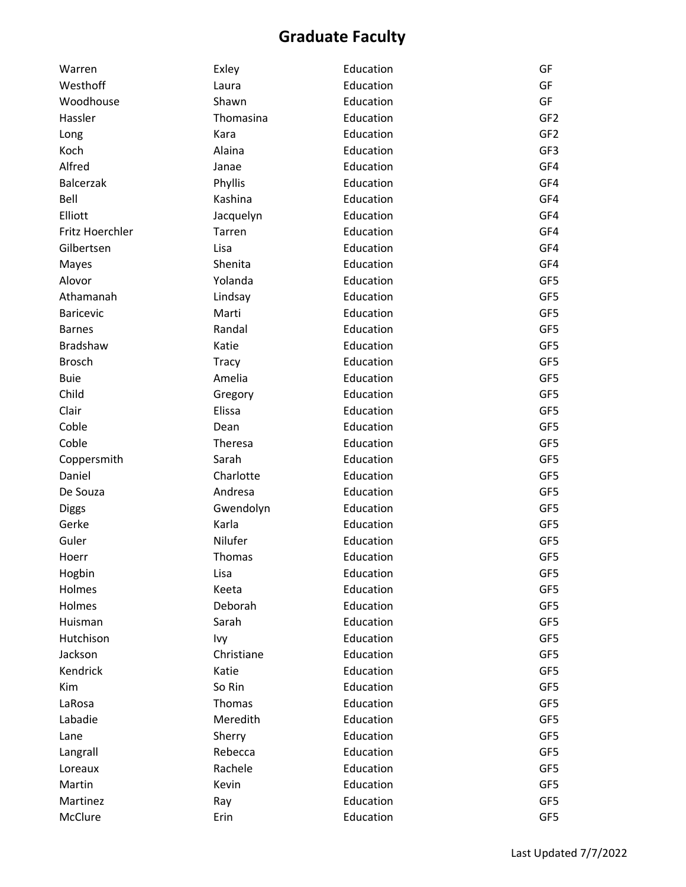# Graduate Faculty

| | | | |
|---|---|---|---|
| Warren | Exley | Education | GF |
| Westhoff | Laura | Education | GF |
| Woodhouse | Shawn | Education | GF |
| Hassler | Thomasina | Education | GF2 |
| Long | Kara | Education | GF2 |
| Koch | Alaina | Education | GF3 |
| Alfred | Janae | Education | GF4 |
| Balcerzak | Phyllis | Education | GF4 |
| Bell | Kashina | Education | GF4 |
| Elliott | Jacquelyn | Education | GF4 |
| Fritz Hoerchler | Tarren | Education | GF4 |
| Gilbertsen | Lisa | Education | GF4 |
| Mayes | Shenita | Education | GF4 |
| Alovor | Yolanda | Education | GF5 |
| Athamanah | Lindsay | Education | GF5 |
| Baricevic | Marti | Education | GF5 |
| Barnes | Randal | Education | GF5 |
| Bradshaw | Katie | Education | GF5 |
| Brosch | Tracy | Education | GF5 |
| Buie | Amelia | Education | GF5 |
| Child | Gregory | Education | GF5 |
| Clair | Elissa | Education | GF5 |
| Coble | Dean | Education | GF5 |
| Coble | Theresa | Education | GF5 |
| Coppersmith | Sarah | Education | GF5 |
| Daniel | Charlotte | Education | GF5 |
| De Souza | Andresa | Education | GF5 |
| Diggs | Gwendolyn | Education | GF5 |
| Gerke | Karla | Education | GF5 |
| Guler | Nilufer | Education | GF5 |
| Hoerr | Thomas | Education | GF5 |
| Hogbin | Lisa | Education | GF5 |
| Holmes | Keeta | Education | GF5 |
| Holmes | Deborah | Education | GF5 |
| Huisman | Sarah | Education | GF5 |
| Hutchison | Ivy | Education | GF5 |
| Jackson | Christiane | Education | GF5 |
| Kendrick | Katie | Education | GF5 |
| Kim | So Rin | Education | GF5 |
| LaRosa | Thomas | Education | GF5 |
| Labadie | Meredith | Education | GF5 |
| Lane | Sherry | Education | GF5 |
| Langrall | Rebecca | Education | GF5 |
| Loreaux | Rachele | Education | GF5 |
| Martin | Kevin | Education | GF5 |
| Martinez | Ray | Education | GF5 |
| McClure | Erin | Education | GF5 |

Last Updated 7/7/2022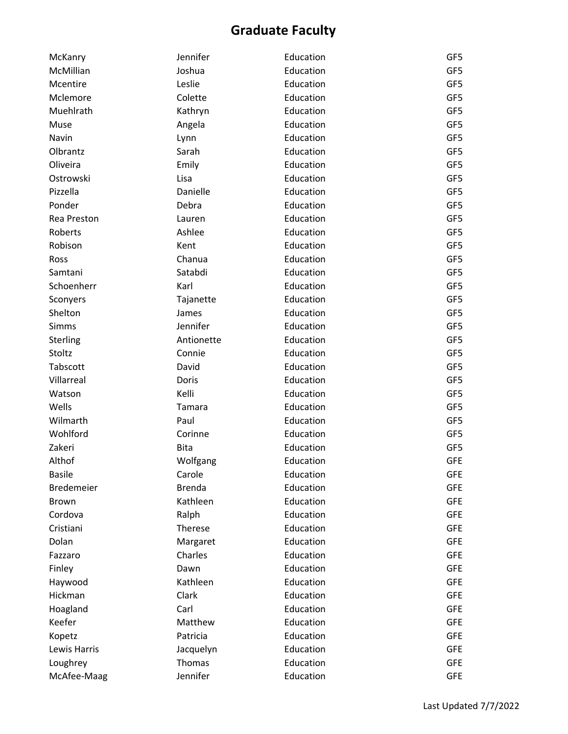# Graduate Faculty

| | | | |
|---|---|---|---|
| McKanry | Jennifer | Education | GF5 |
| McMillian | Joshua | Education | GF5 |
| Mcentire | Leslie | Education | GF5 |
| Mclemore | Colette | Education | GF5 |
| Muehlrath | Kathryn | Education | GF5 |
| Muse | Angela | Education | GF5 |
| Navin | Lynn | Education | GF5 |
| Olbrantz | Sarah | Education | GF5 |
| Oliveira | Emily | Education | GF5 |
| Ostrowski | Lisa | Education | GF5 |
| Pizzella | Danielle | Education | GF5 |
| Ponder | Debra | Education | GF5 |
| Rea Preston | Lauren | Education | GF5 |
| Roberts | Ashlee | Education | GF5 |
| Robison | Kent | Education | GF5 |
| Ross | Chanua | Education | GF5 |
| Samtani | Satabdi | Education | GF5 |
| Schoenherr | Karl | Education | GF5 |
| Sconyers | Tajanette | Education | GF5 |
| Shelton | James | Education | GF5 |
| Simms | Jennifer | Education | GF5 |
| Sterling | Antionette | Education | GF5 |
| Stoltz | Connie | Education | GF5 |
| Tabscott | David | Education | GF5 |
| Villarreal | Doris | Education | GF5 |
| Watson | Kelli | Education | GF5 |
| Wells | Tamara | Education | GF5 |
| Wilmarth | Paul | Education | GF5 |
| Wohlford | Corinne | Education | GF5 |
| Zakeri | Bita | Education | GF5 |
| Althof | Wolfgang | Education | GFE |
| Basile | Carole | Education | GFE |
| Bredemeier | Brenda | Education | GFE |
| Brown | Kathleen | Education | GFE |
| Cordova | Ralph | Education | GFE |
| Cristiani | Therese | Education | GFE |
| Dolan | Margaret | Education | GFE |
| Fazzaro | Charles | Education | GFE |
| Finley | Dawn | Education | GFE |
| Haywood | Kathleen | Education | GFE |
| Hickman | Clark | Education | GFE |
| Hoagland | Carl | Education | GFE |
| Keefer | Matthew | Education | GFE |
| Kopetz | Patricia | Education | GFE |
| Lewis Harris | Jacquelyn | Education | GFE |
| Loughrey | Thomas | Education | GFE |
| McAfee-Maag | Jennifer | Education | GFE |

Last Updated 7/7/2022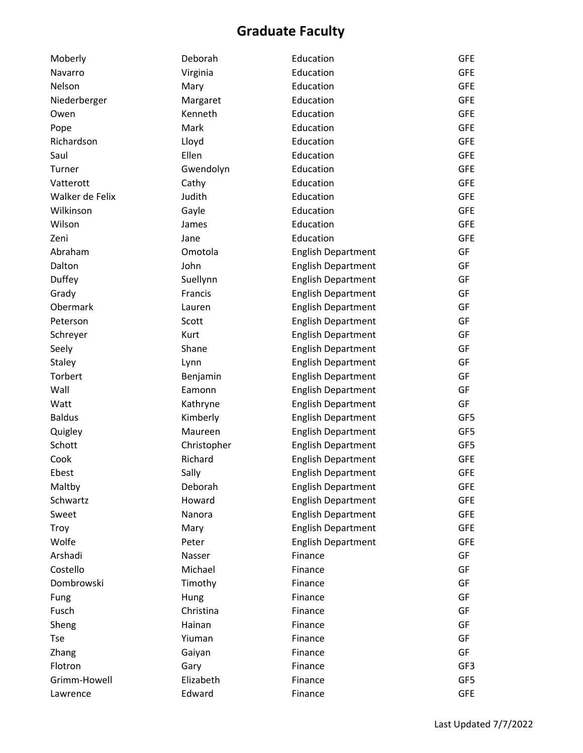# Graduate Faculty

| | | | |
|---|---|---|---|
| Moberly | Deborah | Education | GFE |
| Navarro | Virginia | Education | GFE |
| Nelson | Mary | Education | GFE |
| Niederberger | Margaret | Education | GFE |
| Owen | Kenneth | Education | GFE |
| Pope | Mark | Education | GFE |
| Richardson | Lloyd | Education | GFE |
| Saul | Ellen | Education | GFE |
| Turner | Gwendolyn | Education | GFE |
| Vatterott | Cathy | Education | GFE |
| Walker de Felix | Judith | Education | GFE |
| Wilkinson | Gayle | Education | GFE |
| Wilson | James | Education | GFE |
| Zeni | Jane | Education | GFE |
| Abraham | Omotola | English Department | GF |
| Dalton | John | English Department | GF |
| Duffey | Suellynn | English Department | GF |
| Grady | Francis | English Department | GF |
| Obermark | Lauren | English Department | GF |
| Peterson | Scott | English Department | GF |
| Schreyer | Kurt | English Department | GF |
| Seely | Shane | English Department | GF |
| Staley | Lynn | English Department | GF |
| Torbert | Benjamin | English Department | GF |
| Wall | Eamonn | English Department | GF |
| Watt | Kathryne | English Department | GF |
| Baldus | Kimberly | English Department | GF5 |
| Quigley | Maureen | English Department | GF5 |
| Schott | Christopher | English Department | GF5 |
| Cook | Richard | English Department | GFE |
| Ebest | Sally | English Department | GFE |
| Maltby | Deborah | English Department | GFE |
| Schwartz | Howard | English Department | GFE |
| Sweet | Nanora | English Department | GFE |
| Troy | Mary | English Department | GFE |
| Wolfe | Peter | English Department | GFE |
| Arshadi | Nasser | Finance | GF |
| Costello | Michael | Finance | GF |
| Dombrowski | Timothy | Finance | GF |
| Fung | Hung | Finance | GF |
| Fusch | Christina | Finance | GF |
| Sheng | Hainan | Finance | GF |
| Tse | Yiuman | Finance | GF |
| Zhang | Gaiyan | Finance | GF |
| Flotron | Gary | Finance | GF3 |
| Grimm-Howell | Elizabeth | Finance | GF5 |
| Lawrence | Edward | Finance | GFE |

Last Updated 7/7/2022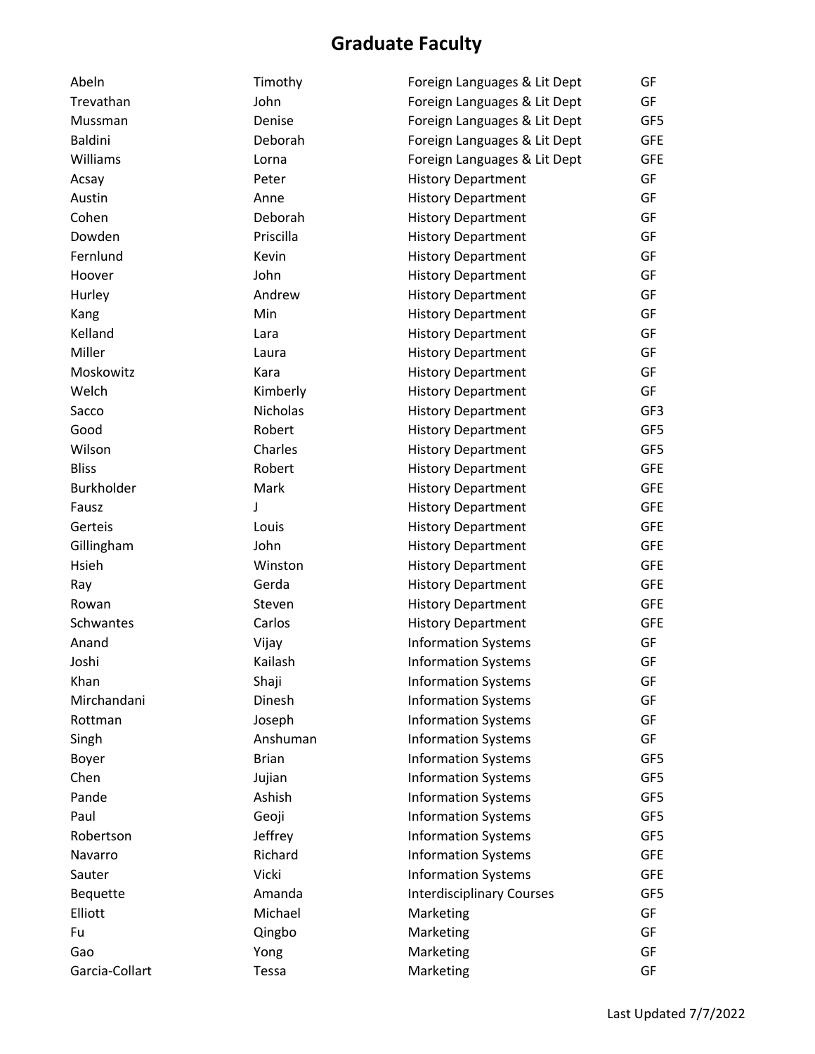# Graduate Faculty

| | | | |
|---|---|---|---|
| Abeln | Timothy | Foreign Languages & Lit Dept | GF |
| Trevathan | John | Foreign Languages & Lit Dept | GF |
| Mussman | Denise | Foreign Languages & Lit Dept | GF5 |
| Baldini | Deborah | Foreign Languages & Lit Dept | GFE |
| Williams | Lorna | Foreign Languages & Lit Dept | GFE |
| Acsay | Peter | History Department | GF |
| Austin | Anne | History Department | GF |
| Cohen | Deborah | History Department | GF |
| Dowden | Priscilla | History Department | GF |
| Fernlund | Kevin | History Department | GF |
| Hoover | John | History Department | GF |
| Hurley | Andrew | History Department | GF |
| Kang | Min | History Department | GF |
| Kelland | Lara | History Department | GF |
| Miller | Laura | History Department | GF |
| Moskowitz | Kara | History Department | GF |
| Welch | Kimberly | History Department | GF |
| Sacco | Nicholas | History Department | GF3 |
| Good | Robert | History Department | GF5 |
| Wilson | Charles | History Department | GF5 |
| Bliss | Robert | History Department | GFE |
| Burkholder | Mark | History Department | GFE |
| Fausz | J | History Department | GFE |
| Gerteis | Louis | History Department | GFE |
| Gillingham | John | History Department | GFE |
| Hsieh | Winston | History Department | GFE |
| Ray | Gerda | History Department | GFE |
| Rowan | Steven | History Department | GFE |
| Schwantes | Carlos | History Department | GFE |
| Anand | Vijay | Information Systems | GF |
| Joshi | Kailash | Information Systems | GF |
| Khan | Shaji | Information Systems | GF |
| Mirchandani | Dinesh | Information Systems | GF |
| Rottman | Joseph | Information Systems | GF |
| Singh | Anshuman | Information Systems | GF |
| Boyer | Brian | Information Systems | GF5 |
| Chen | Jujian | Information Systems | GF5 |
| Pande | Ashish | Information Systems | GF5 |
| Paul | Geoji | Information Systems | GF5 |
| Robertson | Jeffrey | Information Systems | GF5 |
| Navarro | Richard | Information Systems | GFE |
| Sauter | Vicki | Information Systems | GFE |
| Bequette | Amanda | Interdisciplinary Courses | GF5 |
| Elliott | Michael | Marketing | GF |
| Fu | Qingbo | Marketing | GF |
| Gao | Yong | Marketing | GF |
| Garcia-Collart | Tessa | Marketing | GF |

Last Updated 7/7/2022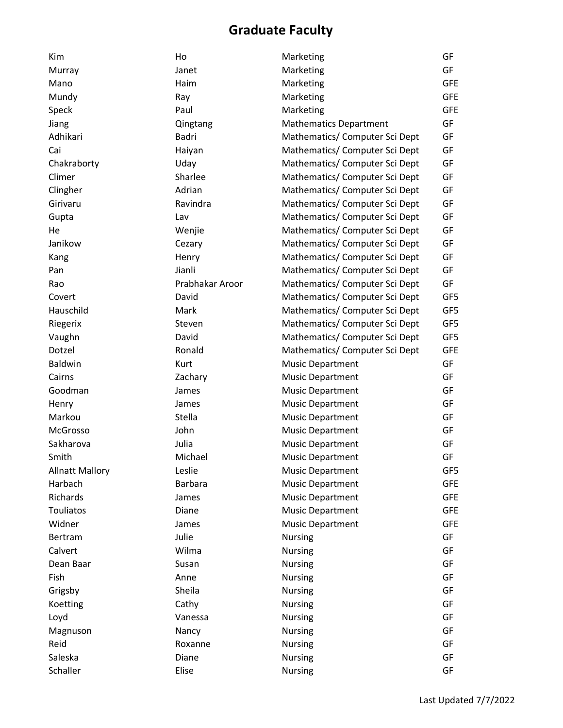# Graduate Faculty

| | | | |
|---|---|---|---|
| Kim | Ho | Marketing | GF |
| Murray | Janet | Marketing | GF |
| Mano | Haim | Marketing | GFE |
| Mundy | Ray | Marketing | GFE |
| Speck | Paul | Marketing | GFE |
| Jiang | Qingtang | Mathematics Department | GF |
| Adhikari | Badri | Mathematics/ Computer Sci Dept | GF |
| Cai | Haiyan | Mathematics/ Computer Sci Dept | GF |
| Chakraborty | Uday | Mathematics/ Computer Sci Dept | GF |
| Climer | Sharlee | Mathematics/ Computer Sci Dept | GF |
| Clingher | Adrian | Mathematics/ Computer Sci Dept | GF |
| Girivaru | Ravindra | Mathematics/ Computer Sci Dept | GF |
| Gupta | Lav | Mathematics/ Computer Sci Dept | GF |
| He | Wenjie | Mathematics/ Computer Sci Dept | GF |
| Janikow | Cezary | Mathematics/ Computer Sci Dept | GF |
| Kang | Henry | Mathematics/ Computer Sci Dept | GF |
| Pan | Jianli | Mathematics/ Computer Sci Dept | GF |
| Rao | Prabhakar Aroor | Mathematics/ Computer Sci Dept | GF |
| Covert | David | Mathematics/ Computer Sci Dept | GF5 |
| Hauschild | Mark | Mathematics/ Computer Sci Dept | GF5 |
| Riegerix | Steven | Mathematics/ Computer Sci Dept | GF5 |
| Vaughn | David | Mathematics/ Computer Sci Dept | GF5 |
| Dotzel | Ronald | Mathematics/ Computer Sci Dept | GFE |
| Baldwin | Kurt | Music Department | GF |
| Cairns | Zachary | Music Department | GF |
| Goodman | James | Music Department | GF |
| Henry | James | Music Department | GF |
| Markou | Stella | Music Department | GF |
| McGrosso | John | Music Department | GF |
| Sakharova | Julia | Music Department | GF |
| Smith | Michael | Music Department | GF |
| Allnatt Mallory | Leslie | Music Department | GF5 |
| Harbach | Barbara | Music Department | GFE |
| Richards | James | Music Department | GFE |
| Touliatos | Diane | Music Department | GFE |
| Widner | James | Music Department | GFE |
| Bertram | Julie | Nursing | GF |
| Calvert | Wilma | Nursing | GF |
| Dean Baar | Susan | Nursing | GF |
| Fish | Anne | Nursing | GF |
| Grigsby | Sheila | Nursing | GF |
| Koetting | Cathy | Nursing | GF |
| Loyd | Vanessa | Nursing | GF |
| Magnuson | Nancy | Nursing | GF |
| Reid | Roxanne | Nursing | GF |
| Saleska | Diane | Nursing | GF |
| Schaller | Elise | Nursing | GF |

Last Updated 7/7/2022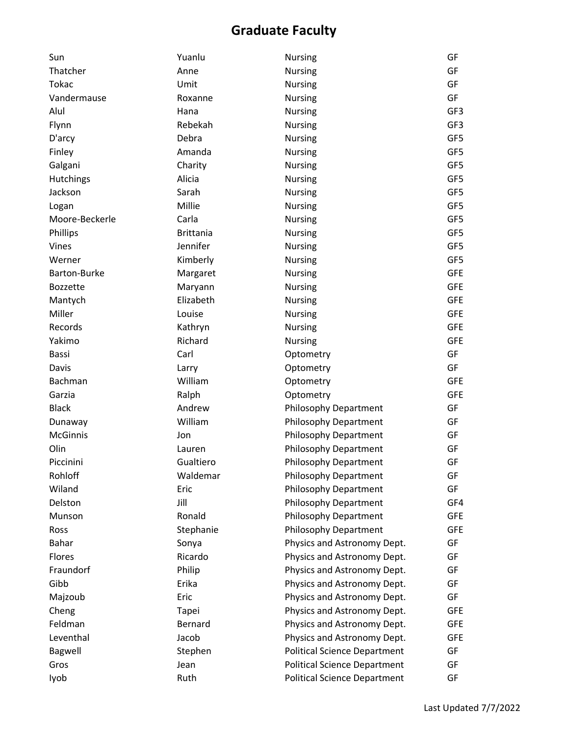# Graduate Faculty

| | | | |
|---|---|---|---|
| Sun | Yuanlu | Nursing | GF |
| Thatcher | Anne | Nursing | GF |
| Tokac | Umit | Nursing | GF |
| Vandermause | Roxanne | Nursing | GF |
| Alul | Hana | Nursing | GF3 |
| Flynn | Rebekah | Nursing | GF3 |
| D'arcy | Debra | Nursing | GF5 |
| Finley | Amanda | Nursing | GF5 |
| Galgani | Charity | Nursing | GF5 |
| Hutchings | Alicia | Nursing | GF5 |
| Jackson | Sarah | Nursing | GF5 |
| Logan | Millie | Nursing | GF5 |
| Moore-Beckerle | Carla | Nursing | GF5 |
| Phillips | Brittania | Nursing | GF5 |
| Vines | Jennifer | Nursing | GF5 |
| Werner | Kimberly | Nursing | GF5 |
| Barton-Burke | Margaret | Nursing | GFE |
| Bozzette | Maryann | Nursing | GFE |
| Mantych | Elizabeth | Nursing | GFE |
| Miller | Louise | Nursing | GFE |
| Records | Kathryn | Nursing | GFE |
| Yakimo | Richard | Nursing | GFE |
| Bassi | Carl | Optometry | GF |
| Davis | Larry | Optometry | GF |
| Bachman | William | Optometry | GFE |
| Garzia | Ralph | Optometry | GFE |
| Black | Andrew | Philosophy Department | GF |
| Dunaway | William | Philosophy Department | GF |
| McGinnis | Jon | Philosophy Department | GF |
| Olin | Lauren | Philosophy Department | GF |
| Piccinini | Gualtiero | Philosophy Department | GF |
| Rohloff | Waldemar | Philosophy Department | GF |
| Wiland | Eric | Philosophy Department | GF |
| Delston | Jill | Philosophy Department | GF4 |
| Munson | Ronald | Philosophy Department | GFE |
| Ross | Stephanie | Philosophy Department | GFE |
| Bahar | Sonya | Physics and Astronomy Dept. | GF |
| Flores | Ricardo | Physics and Astronomy Dept. | GF |
| Fraundorf | Philip | Physics and Astronomy Dept. | GF |
| Gibb | Erika | Physics and Astronomy Dept. | GF |
| Majzoub | Eric | Physics and Astronomy Dept. | GF |
| Cheng | Tapei | Physics and Astronomy Dept. | GFE |
| Feldman | Bernard | Physics and Astronomy Dept. | GFE |
| Leventhal | Jacob | Physics and Astronomy Dept. | GFE |
| Bagwell | Stephen | Political Science Department | GF |
| Gros | Jean | Political Science Department | GF |
| Iyob | Ruth | Political Science Department | GF |

Last Updated 7/7/2022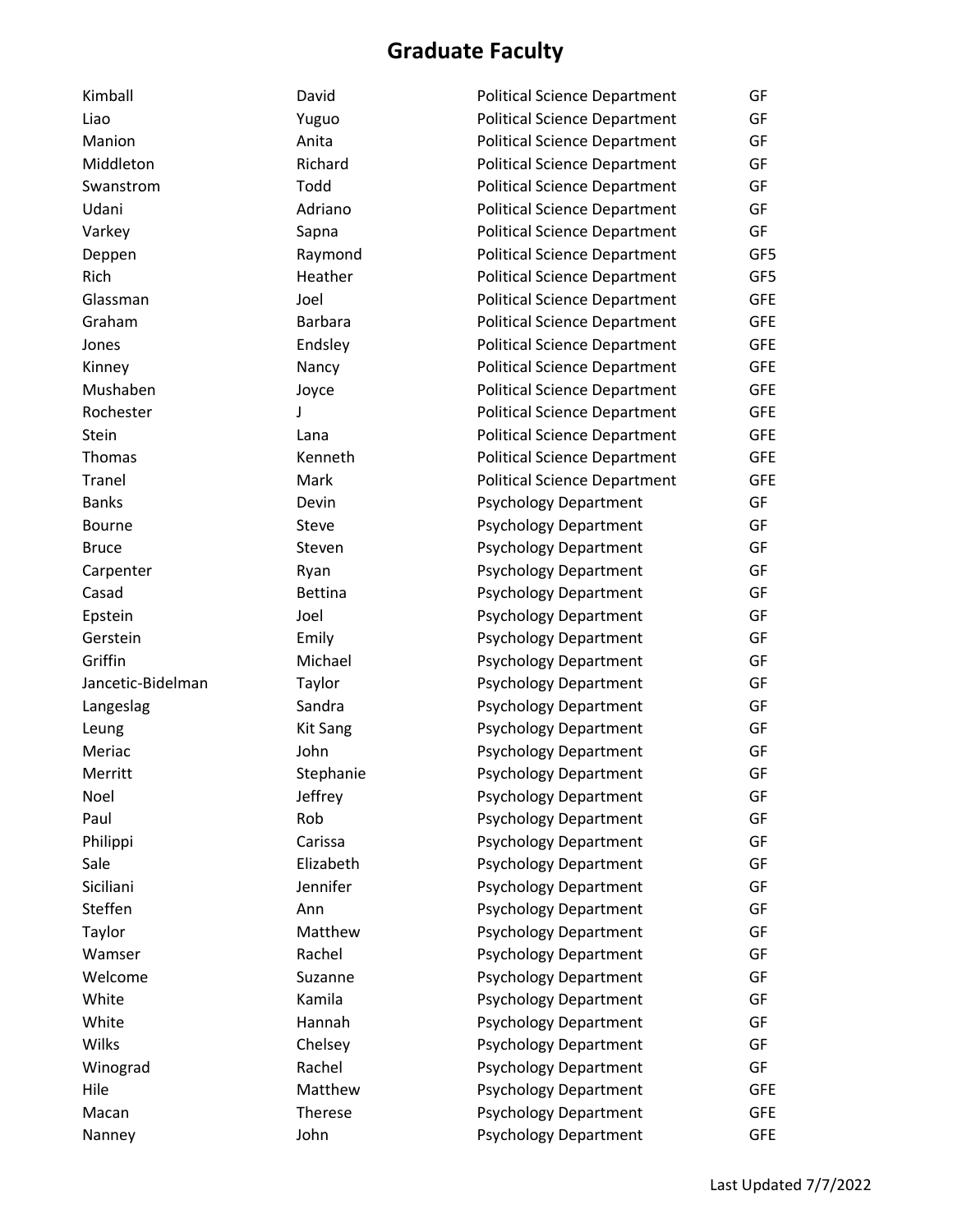# Graduate Faculty

| | | | |
|---|---|---|---|
| Kimball | David | Political Science Department | GF |
| Liao | Yuguo | Political Science Department | GF |
| Manion | Anita | Political Science Department | GF |
| Middleton | Richard | Political Science Department | GF |
| Swanstrom | Todd | Political Science Department | GF |
| Udani | Adriano | Political Science Department | GF |
| Varkey | Sapna | Political Science Department | GF |
| Deppen | Raymond | Political Science Department | GF5 |
| Rich | Heather | Political Science Department | GF5 |
| Glassman | Joel | Political Science Department | GFE |
| Graham | Barbara | Political Science Department | GFE |
| Jones | Endsley | Political Science Department | GFE |
| Kinney | Nancy | Political Science Department | GFE |
| Mushaben | Joyce | Political Science Department | GFE |
| Rochester | J | Political Science Department | GFE |
| Stein | Lana | Political Science Department | GFE |
| Thomas | Kenneth | Political Science Department | GFE |
| Tranel | Mark | Political Science Department | GFE |
| Banks | Devin | Psychology Department | GF |
| Bourne | Steve | Psychology Department | GF |
| Bruce | Steven | Psychology Department | GF |
| Carpenter | Ryan | Psychology Department | GF |
| Casad | Bettina | Psychology Department | GF |
| Epstein | Joel | Psychology Department | GF |
| Gerstein | Emily | Psychology Department | GF |
| Griffin | Michael | Psychology Department | GF |
| Jancetic-Bidelman | Taylor | Psychology Department | GF |
| Langeslag | Sandra | Psychology Department | GF |
| Leung | Kit Sang | Psychology Department | GF |
| Meriac | John | Psychology Department | GF |
| Merritt | Stephanie | Psychology Department | GF |
| Noel | Jeffrey | Psychology Department | GF |
| Paul | Rob | Psychology Department | GF |
| Philippi | Carissa | Psychology Department | GF |
| Sale | Elizabeth | Psychology Department | GF |
| Siciliani | Jennifer | Psychology Department | GF |
| Steffen | Ann | Psychology Department | GF |
| Taylor | Matthew | Psychology Department | GF |
| Wamser | Rachel | Psychology Department | GF |
| Welcome | Suzanne | Psychology Department | GF |
| White | Kamila | Psychology Department | GF |
| White | Hannah | Psychology Department | GF |
| Wilks | Chelsey | Psychology Department | GF |
| Winograd | Rachel | Psychology Department | GF |
| Hile | Matthew | Psychology Department | GFE |
| Macan | Therese | Psychology Department | GFE |
| Nanney | John | Psychology Department | GFE |

Last Updated 7/7/2022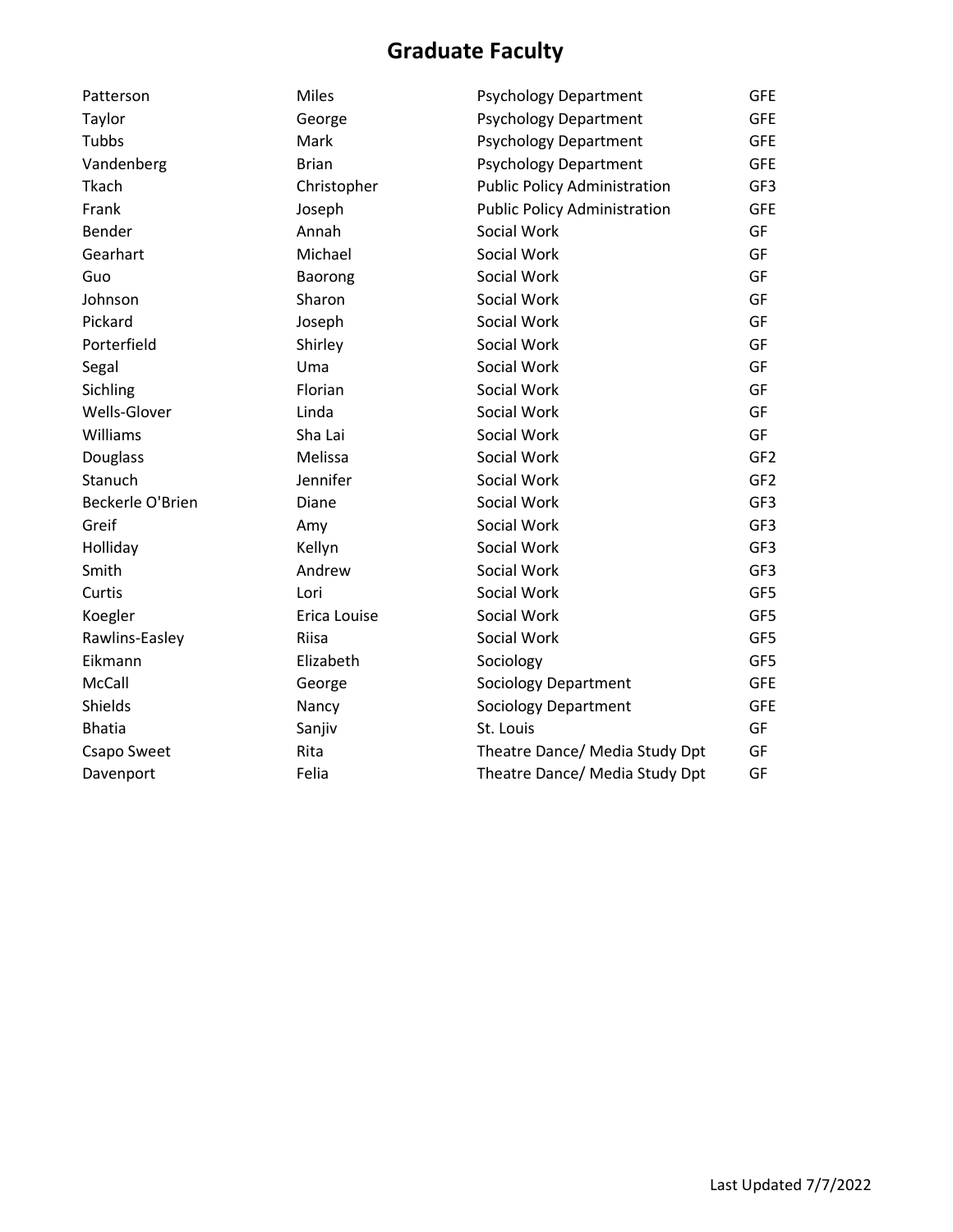# Graduate Faculty

| | | | |
|---|---|---|---|
| Patterson | Miles | Psychology Department | GFE |
| Taylor | George | Psychology Department | GFE |
| Tubbs | Mark | Psychology Department | GFE |
| Vandenberg | Brian | Psychology Department | GFE |
| Tkach | Christopher | Public Policy Administration | GF3 |
| Frank | Joseph | Public Policy Administration | GFE |
| Bender | Annah | Social Work | GF |
| Gearhart | Michael | Social Work | GF |
| Guo | Baorong | Social Work | GF |
| Johnson | Sharon | Social Work | GF |
| Pickard | Joseph | Social Work | GF |
| Porterfield | Shirley | Social Work | GF |
| Segal | Uma | Social Work | GF |
| Sichling | Florian | Social Work | GF |
| Wells-Glover | Linda | Social Work | GF |
| Williams | Sha Lai | Social Work | GF |
| Douglass | Melissa | Social Work | GF2 |
| Stanuch | Jennifer | Social Work | GF2 |
| Beckerle O'Brien | Diane | Social Work | GF3 |
| Greif | Amy | Social Work | GF3 |
| Holliday | Kellyn | Social Work | GF3 |
| Smith | Andrew | Social Work | GF3 |
| Curtis | Lori | Social Work | GF5 |
| Koegler | Erica Louise | Social Work | GF5 |
| Rawlins-Easley | Riisa | Social Work | GF5 |
| Eikmann | Elizabeth | Sociology | GF5 |
| McCall | George | Sociology Department | GFE |
| Shields | Nancy | Sociology Department | GFE |
| Bhatia | Sanjiv | St. Louis | GF |
| Csapo Sweet | Rita | Theatre Dance/ Media Study Dpt | GF |
| Davenport | Felia | Theatre Dance/ Media Study Dpt | GF |

Last Updated 7/7/2022